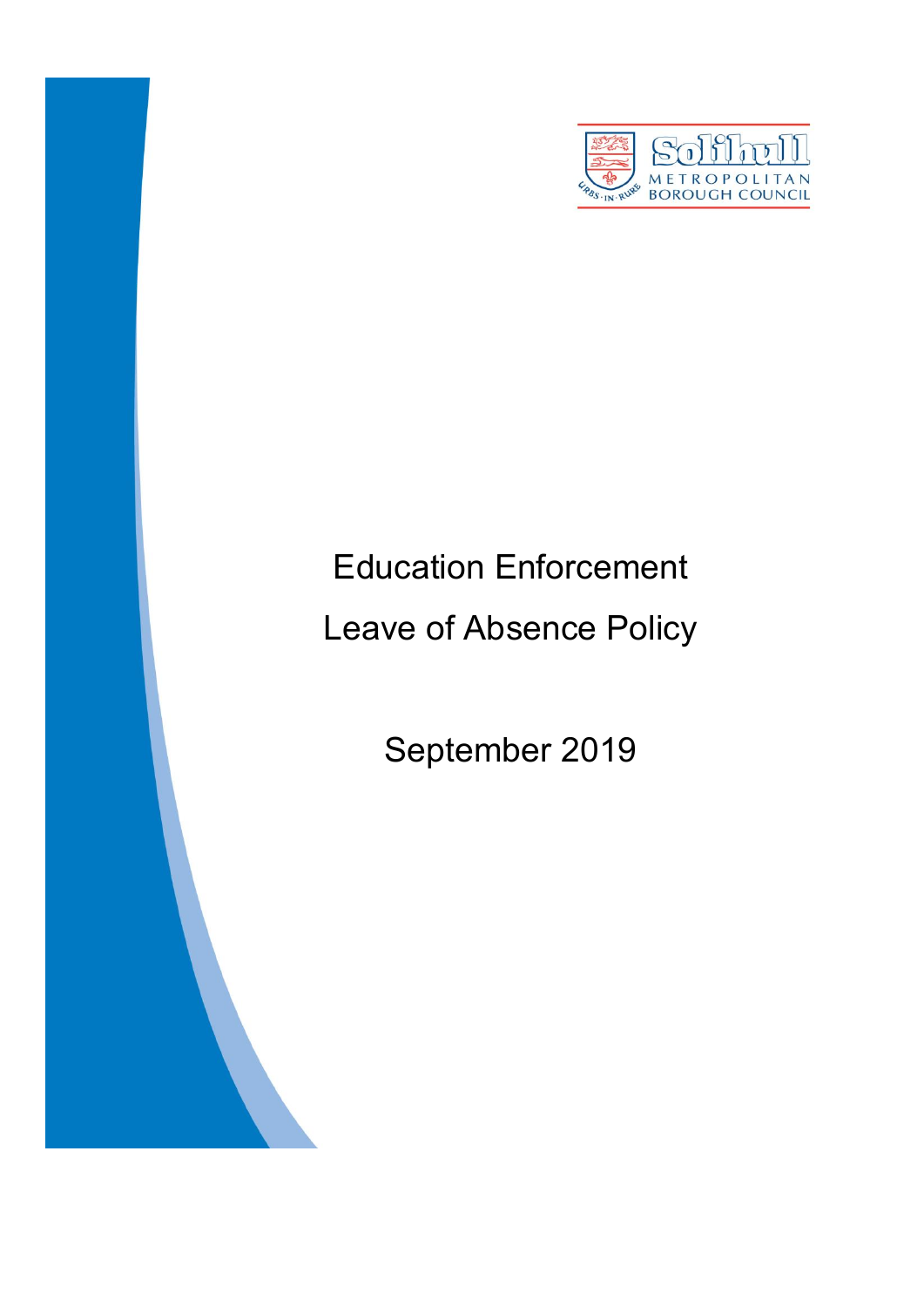Solihull Metropolitan Borough Council

URBS · IN · RURE

# Education Enforcement

# Leave of Absence Policy

September 2019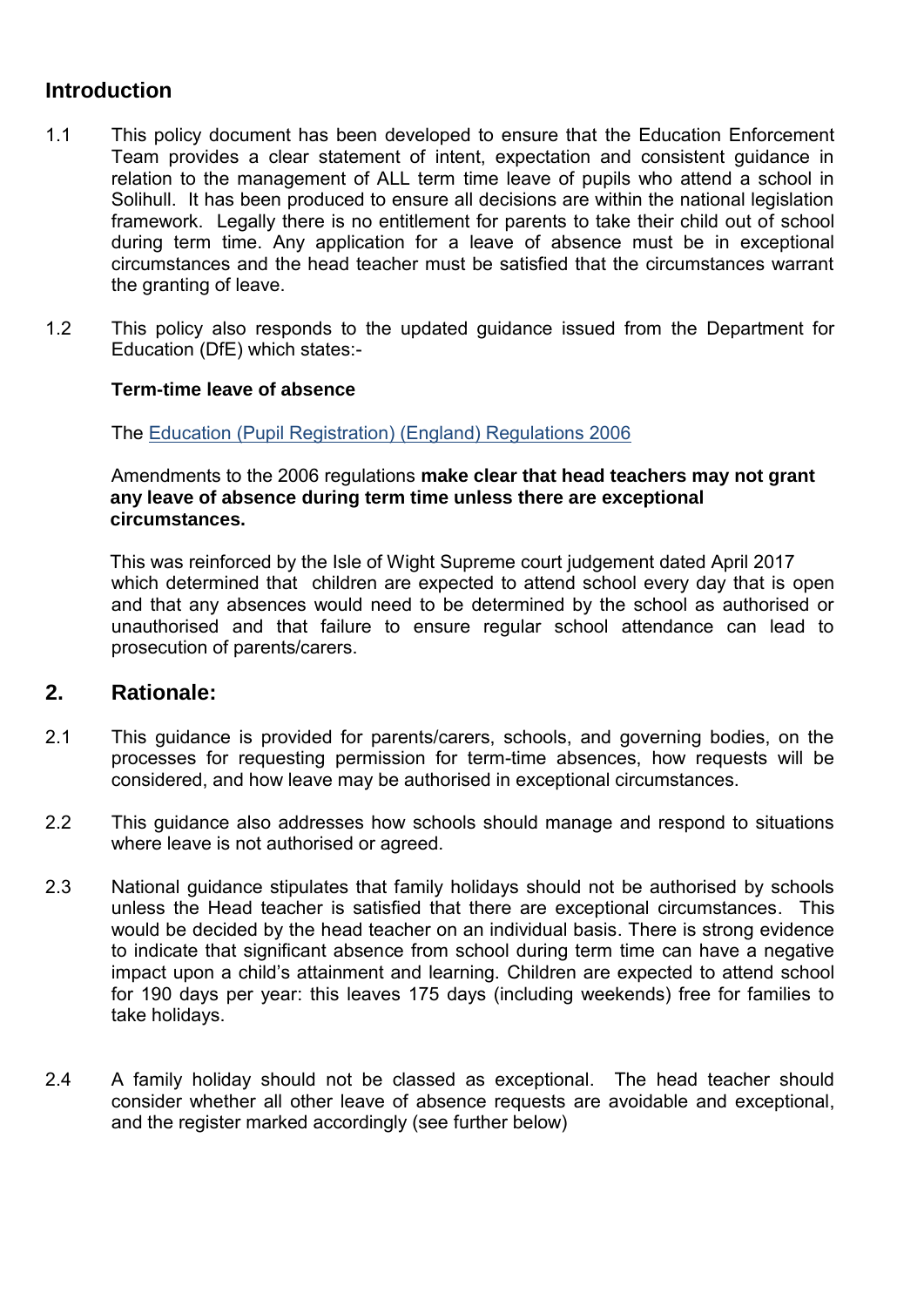## Introduction

1.1 This policy document has been developed to ensure that the Education Enforcement Team provides a clear statement of intent, expectation and consistent guidance in relation to the management of ALL term time leave of pupils who attend a school in Solihull. It has been produced to ensure all decisions are within the national legislation framework. Legally there is no entitlement for parents to take their child out of school during term time. Any application for a leave of absence must be in exceptional circumstances and the head teacher must be satisfied that the circumstances warrant the granting of leave.

1.2 This policy also responds to the updated guidance issued from the Department for Education (DfE) which states:-

**Term-time leave of absence**

The [Education (Pupil Registration) (England) Regulations 2006]

Amendments to the 2006 regulations **make clear that head teachers may not grant any leave of absence during term time unless there are exceptional circumstances.**

This was reinforced by the Isle of Wight Supreme court judgement dated April 2017 which determined that children are expected to attend school every day that is open and that any absences would need to be determined by the school as authorised or unauthorised and that failure to ensure regular school attendance can lead to prosecution of parents/carers.

## 2. Rationale:

2.1 This guidance is provided for parents/carers, schools, and governing bodies, on the processes for requesting permission for term-time absences, how requests will be considered, and how leave may be authorised in exceptional circumstances.

2.2 This guidance also addresses how schools should manage and respond to situations where leave is not authorised or agreed.

2.3 National guidance stipulates that family holidays should not be authorised by schools unless the Head teacher is satisfied that there are exceptional circumstances. This would be decided by the head teacher on an individual basis. There is strong evidence to indicate that significant absence from school during term time can have a negative impact upon a child's attainment and learning. Children are expected to attend school for 190 days per year: this leaves 175 days (including weekends) free for families to take holidays.

2.4 A family holiday should not be classed as exceptional. The head teacher should consider whether all other leave of absence requests are avoidable and exceptional, and the register marked accordingly (see further below)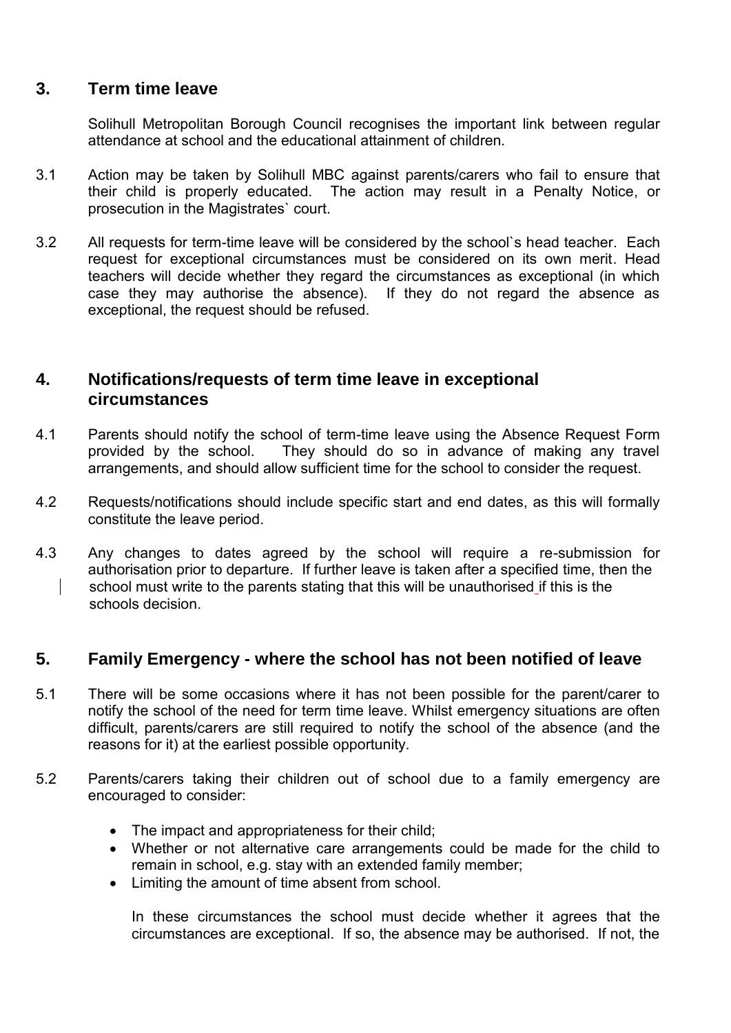## 3. Term time leave

Solihull Metropolitan Borough Council recognises the important link between regular attendance at school and the educational attainment of children.

3.1 Action may be taken by Solihull MBC against parents/carers who fail to ensure that their child is properly educated. The action may result in a Penalty Notice, or prosecution in the Magistrates` court.

3.2 All requests for term-time leave will be considered by the school`s head teacher. Each request for exceptional circumstances must be considered on its own merit. Head teachers will decide whether they regard the circumstances as exceptional (in which case they may authorise the absence). If they do not regard the absence as exceptional, the request should be refused.

## 4. Notifications/requests of term time leave in exceptional circumstances

4.1 Parents should notify the school of term-time leave using the Absence Request Form provided by the school. They should do so in advance of making any travel arrangements, and should allow sufficient time for the school to consider the request.

4.2 Requests/notifications should include specific start and end dates, as this will formally constitute the leave period.

4.3 Any changes to dates agreed by the school will require a re-submission for authorisation prior to departure. If further leave is taken after a specified time, then the school must write to the parents stating that this will be unauthorised if this is the schools decision.

## 5. Family Emergency - where the school has not been notified of leave

5.1 There will be some occasions where it has not been possible for the parent/carer to notify the school of the need for term time leave. Whilst emergency situations are often difficult, parents/carers are still required to notify the school of the absence (and the reasons for it) at the earliest possible opportunity.

5.2 Parents/carers taking their children out of school due to a family emergency are encouraged to consider:

- The impact and appropriateness for their child;
- Whether or not alternative care arrangements could be made for the child to remain in school, e.g. stay with an extended family member;
- Limiting the amount of time absent from school.

In these circumstances the school must decide whether it agrees that the circumstances are exceptional. If so, the absence may be authorised. If not, the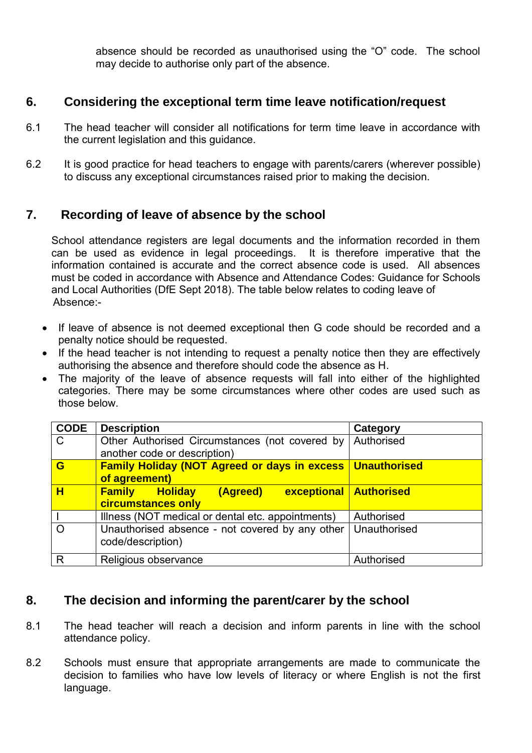absence should be recorded as unauthorised using the "O" code. The school may decide to authorise only part of the absence.

## 6. Considering the exceptional term time leave notification/request

6.1 The head teacher will consider all notifications for term time leave in accordance with the current legislation and this guidance.

6.2 It is good practice for head teachers to engage with parents/carers (wherever possible) to discuss any exceptional circumstances raised prior to making the decision.

## 7. Recording of leave of absence by the school

School attendance registers are legal documents and the information recorded in them can be used as evidence in legal proceedings. It is therefore imperative that the information contained is accurate and the correct absence code is used. All absences must be coded in accordance with Absence and Attendance Codes: Guidance for Schools and Local Authorities (DfE Sept 2018). The table below relates to coding leave of Absence:-

- If leave of absence is not deemed exceptional then G code should be recorded and a penalty notice should be requested.
- If the head teacher is not intending to request a penalty notice then they are effectively authorising the absence and therefore should code the absence as H.
- The majority of the leave of absence requests will fall into either of the highlighted categories. There may be some circumstances where other codes are used such as those below.

| CODE | Description | Category |
|---|---|---|
| C | Other Authorised Circumstances (not covered by another code or description) | Authorised |
| **G** | **Family Holiday (NOT Agreed or days in excess of agreement)** | **Unauthorised** |
| **H** | **Family Holiday (Agreed) exceptional circumstances only** | **Authorised** |
| I | Illness (NOT medical or dental etc. appointments) | Authorised |
| O | Unauthorised absence - not covered by any other code/description) | Unauthorised |
| R | Religious observance | Authorised |

## 8. The decision and informing the parent/carer by the school

8.1 The head teacher will reach a decision and inform parents in line with the school attendance policy.

8.2 Schools must ensure that appropriate arrangements are made to communicate the decision to families who have low levels of literacy or where English is not the first language.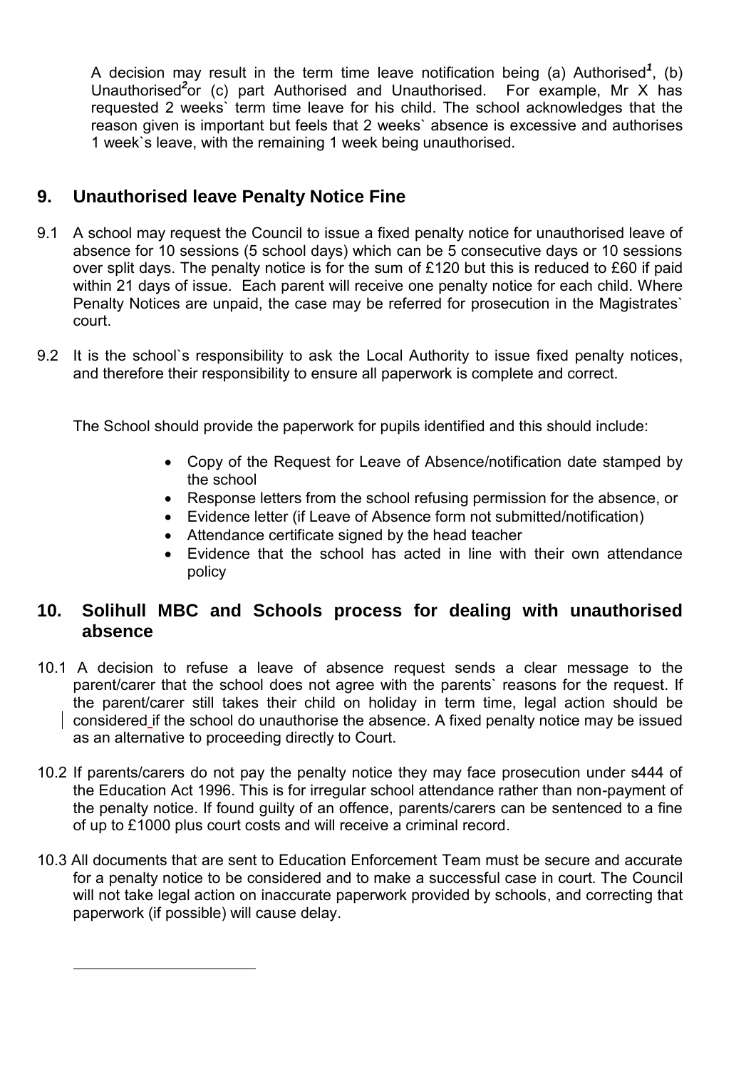A decision may result in the term time leave notification being (a) Authorised[1], (b) Unauthorised[2] or (c) part Authorised and Unauthorised. For example, Mr X has requested 2 weeks` term time leave for his child. The school acknowledges that the reason given is important but feels that 2 weeks` absence is excessive and authorises 1 week`s leave, with the remaining 1 week being unauthorised.

## 9. Unauthorised leave Penalty Notice Fine

9.1 A school may request the Council to issue a fixed penalty notice for unauthorised leave of absence for 10 sessions (5 school days) which can be 5 consecutive days or 10 sessions over split days. The penalty notice is for the sum of £120 but this is reduced to £60 if paid within 21 days of issue. Each parent will receive one penalty notice for each child. Where Penalty Notices are unpaid, the case may be referred for prosecution in the Magistrates` court.

9.2 It is the school`s responsibility to ask the Local Authority to issue fixed penalty notices, and therefore their responsibility to ensure all paperwork is complete and correct.

The School should provide the paperwork for pupils identified and this should include:

- Copy of the Request for Leave of Absence/notification date stamped by the school
- Response letters from the school refusing permission for the absence, or
- Evidence letter (if Leave of Absence form not submitted/notification)
- Attendance certificate signed by the head teacher
- Evidence that the school has acted in line with their own attendance policy

## 10. Solihull MBC and Schools process for dealing with unauthorised absence

10.1 A decision to refuse a leave of absence request sends a clear message to the parent/carer that the school does not agree with the parents` reasons for the request. If the parent/carer still takes their child on holiday in term time, legal action should be considered if the school do unauthorise the absence. A fixed penalty notice may be issued as an alternative to proceeding directly to Court.

10.2 If parents/carers do not pay the penalty notice they may face prosecution under s444 of the Education Act 1996. This is for irregular school attendance rather than non-payment of the penalty notice. If found guilty of an offence, parents/carers can be sentenced to a fine of up to £1000 plus court costs and will receive a criminal record.

10.3 All documents that are sent to Education Enforcement Team must be secure and accurate for a penalty notice to be considered and to make a successful case in court. The Council will not take legal action on inaccurate paperwork provided by schools, and correcting that paperwork (if possible) will cause delay.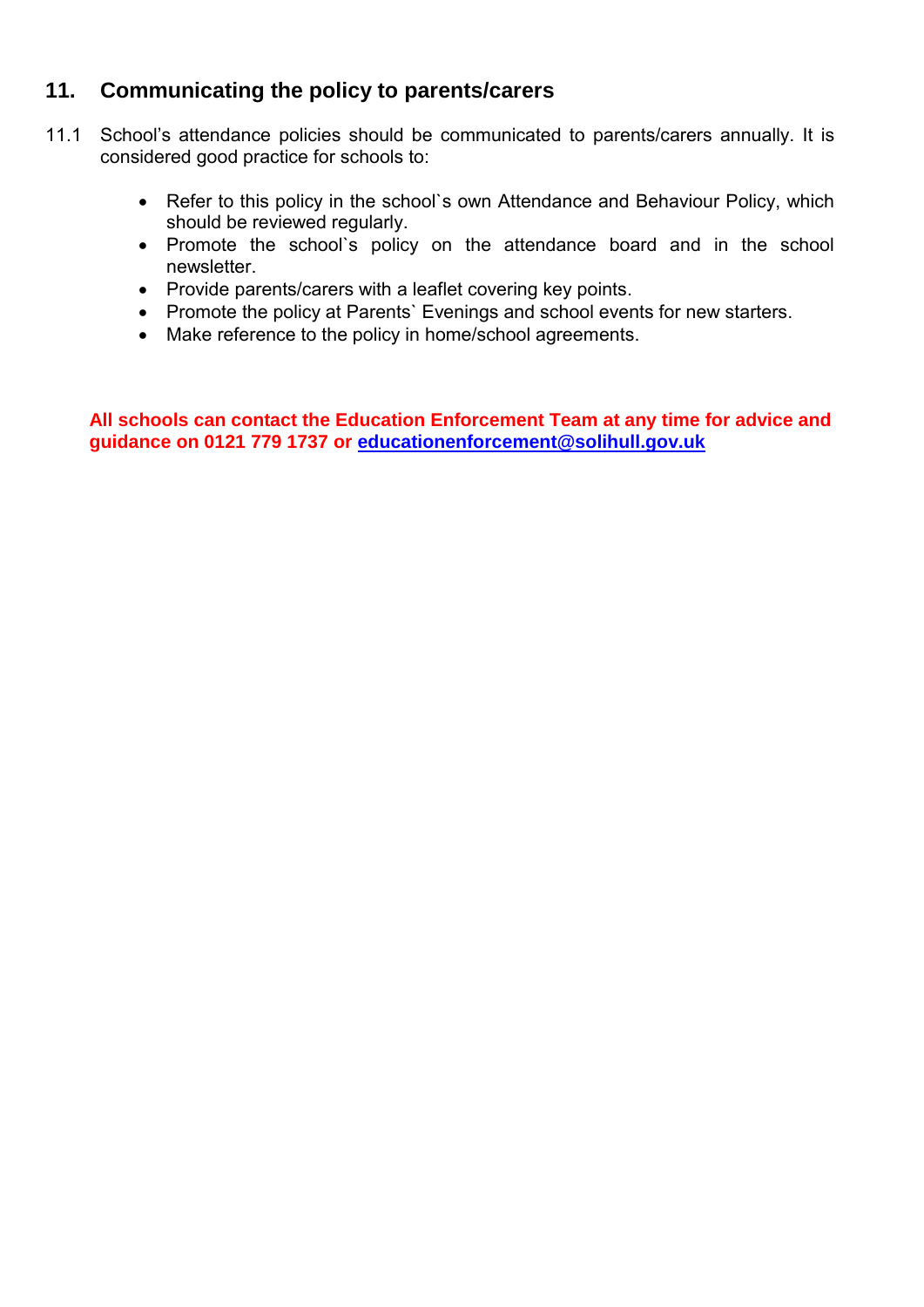## 11. Communicating the policy to parents/carers

11.1 School's attendance policies should be communicated to parents/carers annually. It is considered good practice for schools to:

- Refer to this policy in the school`s own Attendance and Behaviour Policy, which should be reviewed regularly.
- Promote the school`s policy on the attendance board and in the school newsletter.
- Provide parents/carers with a leaflet covering key points.
- Promote the policy at Parents` Evenings and school events for new starters.
- Make reference to the policy in home/school agreements.

**All schools can contact the Education Enforcement Team at any time for advice and guidance on 0121 779 1737 or educationenforcement@solihull.gov.uk**